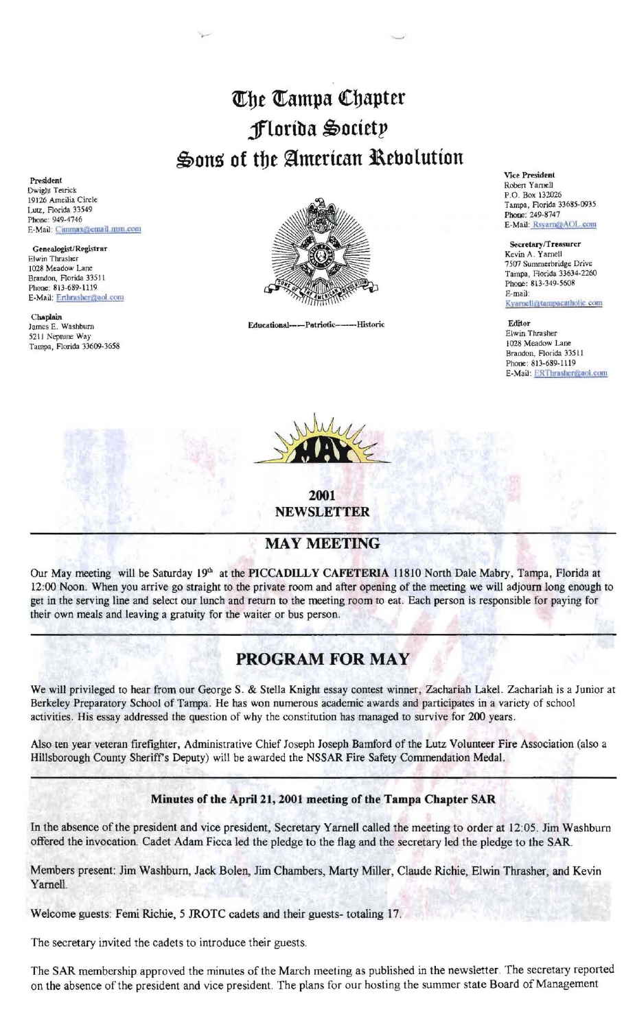# The Tampa Chapter
# Florida Society
# Sons of the American Revolution

**President**
Dwight Tetrick
19126 Ameilia Circle
Lutz, Florida 33549
Phone: 949-4746
E-Mail: Cimmax@email.msn.com

**Genealogist/Registrar**
Elwin Thrasher
1028 Meadow Lane
Brandon, Florida 33511
Phone: 813-689-1119
E-Mail: Erthrasher@aol.com

**Chaplain**
James E. Washburn
5211 Neptune Way
Tampa, Florida 33609-3658

Educational——Patriotic——Historic

**Vice President**
Robert Yarnell
P.O. Box 132026
Tampa, Florida 33685-0935
Phone: 249-8747
E-Mail: Rsyarn@AOL.com

**Secretary/Treasurer**
Kevin A. Yarnell
7507 Summerbridge Drive
Tampa, Florida 33634-2260
Phone: 813-349-5608
E-mail: Kyarnell@tampacatholic.com

**Editor**
Elwin Thrasher
1028 Meadow Lane
Brandon, Florida 33511
Phone: 813-689-1119
E-Mail: ERThrasher@aol.com

MAY

**2001**
**NEWSLETTER**

## MAY MEETING

Our May meeting will be Saturday 19th at the **PICCADILLY CAFETERIA** 11810 North Dale Mabry, Tampa, Florida at 12:00 Noon. When you arrive go straight to the private room and after opening of the meeting we will adjourn long enough to get in the serving line and select our lunch and return to the meeting room to eat. Each person is responsible for paying for their own meals and leaving a gratuity for the waiter or bus person.

## PROGRAM FOR MAY

We will privileged to hear from our George S. & Stella Knight essay contest winner, Zachariah Lakel. Zachariah is a Junior at Berkeley Preparatory School of Tampa. He has won numerous academic awards and participates in a variety of school activities. His essay addressed the question of why the constitution has managed to survive for 200 years.

Also ten year veteran firefighter, Administrative Chief Joseph Joseph Bamford of the Lutz Volunteer Fire Association (also a Hillsborough County Sheriff's Deputy) will be awarded the NSSAR Fire Safety Commendation Medal.

### Minutes of the April 21, 2001 meeting of the Tampa Chapter SAR

In the absence of the president and vice president, Secretary Yarnell called the meeting to order at 12:05. Jim Washburn offered the invocation. Cadet Adam Ficca led the pledge to the flag and the secretary led the pledge to the SAR.

Members present: Jim Washburn, Jack Bolen, Jim Chambers, Marty Miller, Claude Richie, Elwin Thrasher, and Kevin Yarnell.

Welcome guests: Femi Richie, 5 JROTC cadets and their guests- totaling 17.

The secretary invited the cadets to introduce their guests.

The SAR membership approved the minutes of the March meeting as published in the newsletter. The secretary reported on the absence of the president and vice president. The plans for our hosting the summer state Board of Management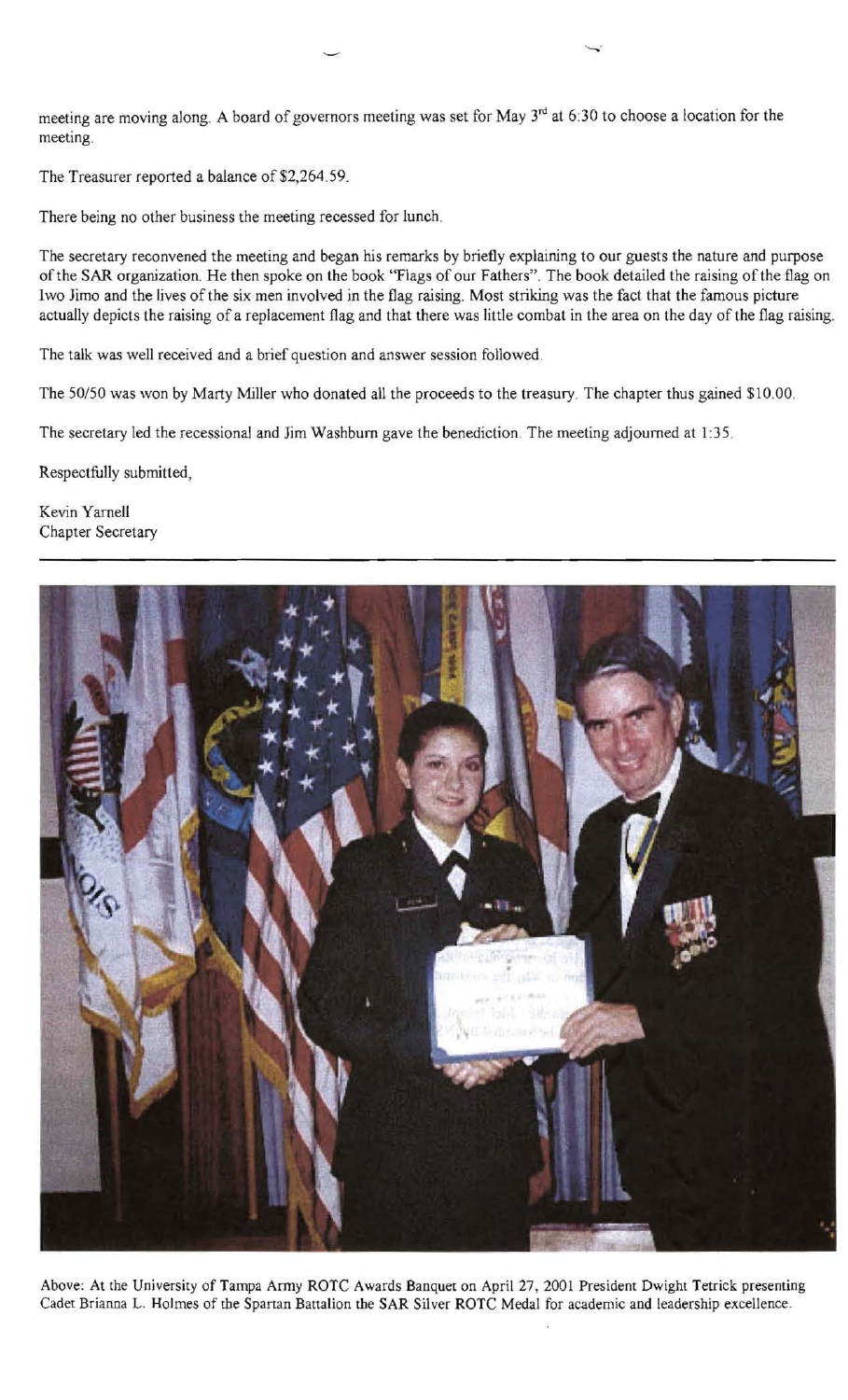meeting are moving along. A board of governors meeting was set for May 3rd at 6:30 to choose a location for the meeting.

The Treasurer reported a balance of $2,264.59.

There being no other business the meeting recessed for lunch.

The secretary reconvened the meeting and began his remarks by briefly explaining to our guests the nature and purpose of the SAR organization. He then spoke on the book "Flags of our Fathers". The book detailed the raising of the flag on Iwo Jimo and the lives of the six men involved in the flag raising. Most striking was the fact that the famous picture actually depicts the raising of a replacement flag and that there was little combat in the area on the day of the flag raising.

The talk was well received and a brief question and answer session followed.

The 50/50 was won by Marty Miller who donated all the proceeds to the treasury. The chapter thus gained $10.00.

The secretary led the recessional and Jim Washburn gave the benediction. The meeting adjourned at 1:35.

Respectfully submitted,

Kevin Yarnell
Chapter Secretary

---

Above: At the University of Tampa Army ROTC Awards Banquet on April 27, 2001 President Dwight Tetrick presenting Cadet Brianna L. Holmes of the Spartan Battalion the SAR Silver ROTC Medal for academic and leadership excellence.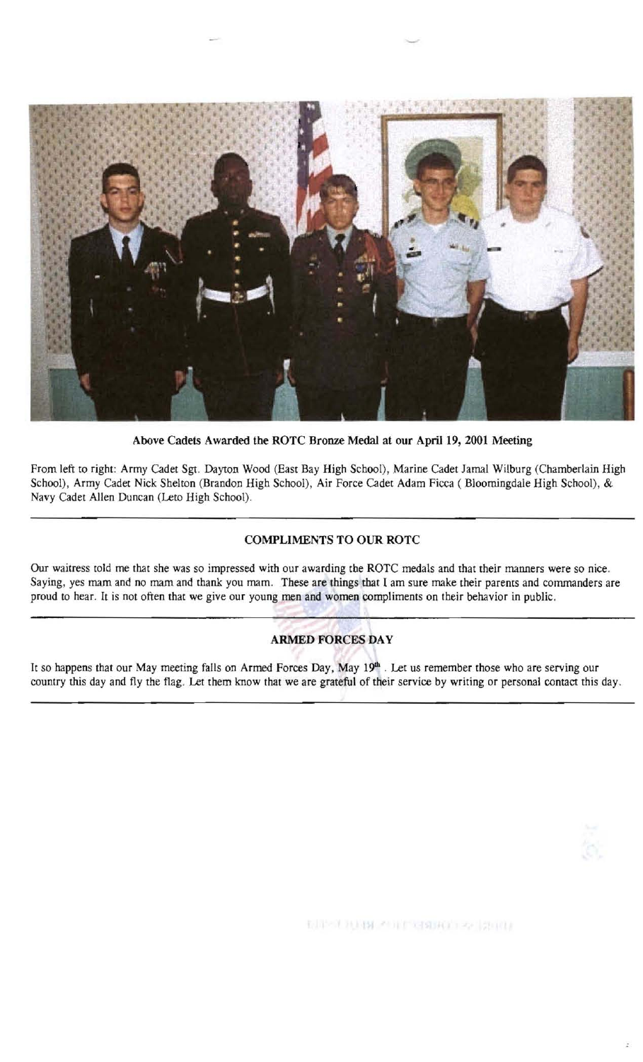**Above Cadets Awarded the ROTC Bronze Medal at our April 19, 2001 Meeting**

From left to right: Army Cadet Sgt. Dayton Wood (East Bay High School), Marine Cadet Jamal Wilburg (Chamberlain High School), Army Cadet Nick Shelton (Brandon High School), Air Force Cadet Adam Ficca ( Bloomingdale High School), & Navy Cadet Allen Duncan (Leto High School).

---

## COMPLIMENTS TO OUR ROTC

Our waitress told me that she was so impressed with our awarding the ROTC medals and that their manners were so nice. Saying, yes mam and no mam and thank you mam. These are things that I am sure make their parents and commanders are proud to hear. It is not often that we give our young men and women compliments on their behavior in public.

---

## ARMED FORCES DAY

It so happens that our May meeting falls on Armed Forces Day, May 19th . Let us remember those who are serving our country this day and fly the flag. Let them know that we are grateful of their service by writing or personal contact this day.

---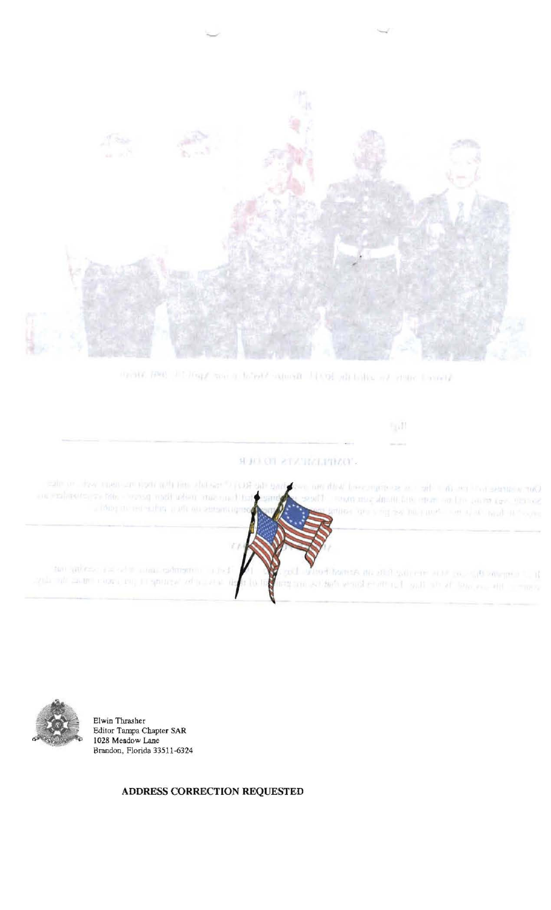Elwin Thrasher
Editor Tampa Chapter SAR
1028 Meadow Lane
Brandon, Florida 33511-6324

**ADDRESS CORRECTION REQUESTED**